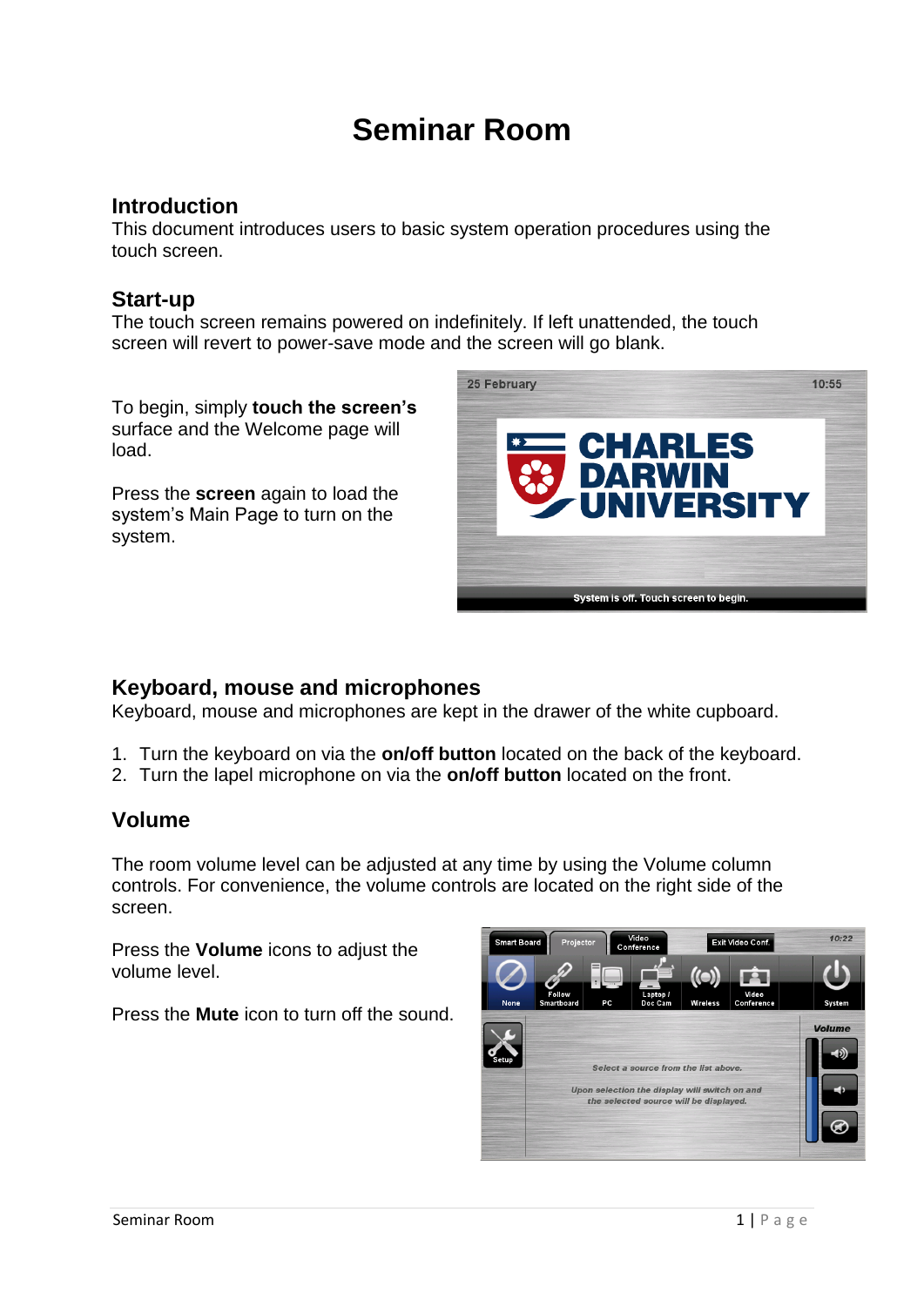# Seminar Room

## Introduction

This document introduces users to basic system operation procedures using the touch screen.

## Start-up

The touch screen remains powered on indefinitely. If left unattended, the touch screen will revert to power-save mode and the screen will go blank.

To begin, simply **touch the screen's** surface and the Welcome page will load.

Press the **screen** again to load the system's Main Page to turn on the system.

## Keyboard, mouse and microphones

Keyboard, mouse and microphones are kept in the drawer of the white cupboard.

1. Turn the keyboard on via the **on/off button** located on the back of the keyboard.
2. Turn the lapel microphone on via the **on/off button** located on the front.

## Volume

The room volume level can be adjusted at any time by using the Volume column controls. For convenience, the volume controls are located on the right side of the screen.

Press the **Volume** icons to adjust the volume level.

Press the **Mute** icon to turn off the sound.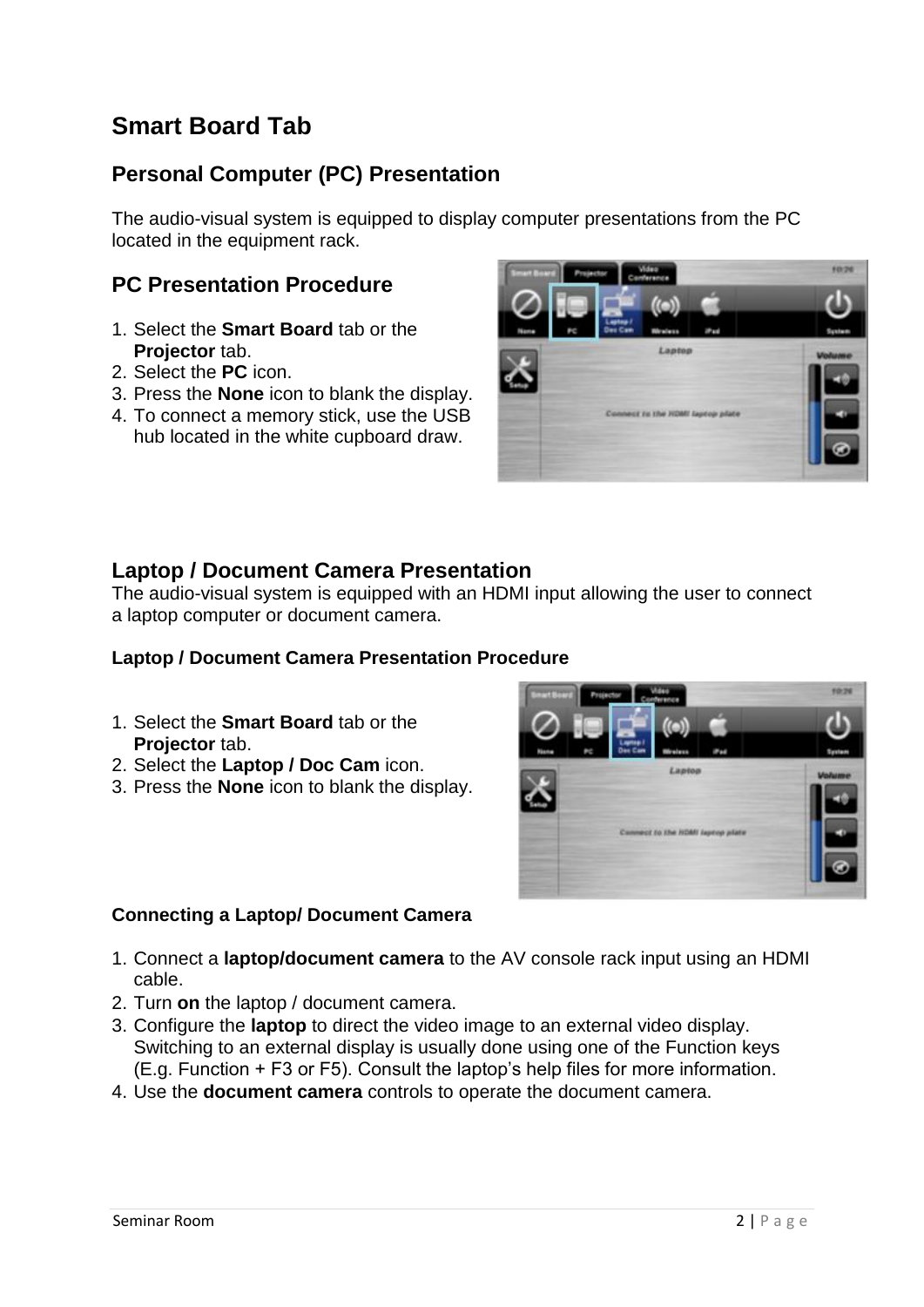# Smart Board Tab

## Personal Computer (PC) Presentation

The audio-visual system is equipped to display computer presentations from the PC located in the equipment rack.

## PC Presentation Procedure

1. Select the **Smart Board** tab or the **Projector** tab.
2. Select the **PC** icon.
3. Press the **None** icon to blank the display.
4. To connect a memory stick, use the USB hub located in the white cupboard draw.

## Laptop / Document Camera Presentation

The audio-visual system is equipped with an HDMI input allowing the user to connect a laptop computer or document camera.

### Laptop / Document Camera Presentation Procedure

1. Select the **Smart Board** tab or the **Projector** tab.
2. Select the **Laptop / Doc Cam** icon.
3. Press the **None** icon to blank the display.

### Connecting a Laptop/ Document Camera

1. Connect a **laptop/document camera** to the AV console rack input using an HDMI cable.
2. Turn **on** the laptop / document camera.
3. Configure the **laptop** to direct the video image to an external video display. Switching to an external display is usually done using one of the Function keys (E.g. Function + F3 or F5). Consult the laptop's help files for more information.
4. Use the **document camera** controls to operate the document camera.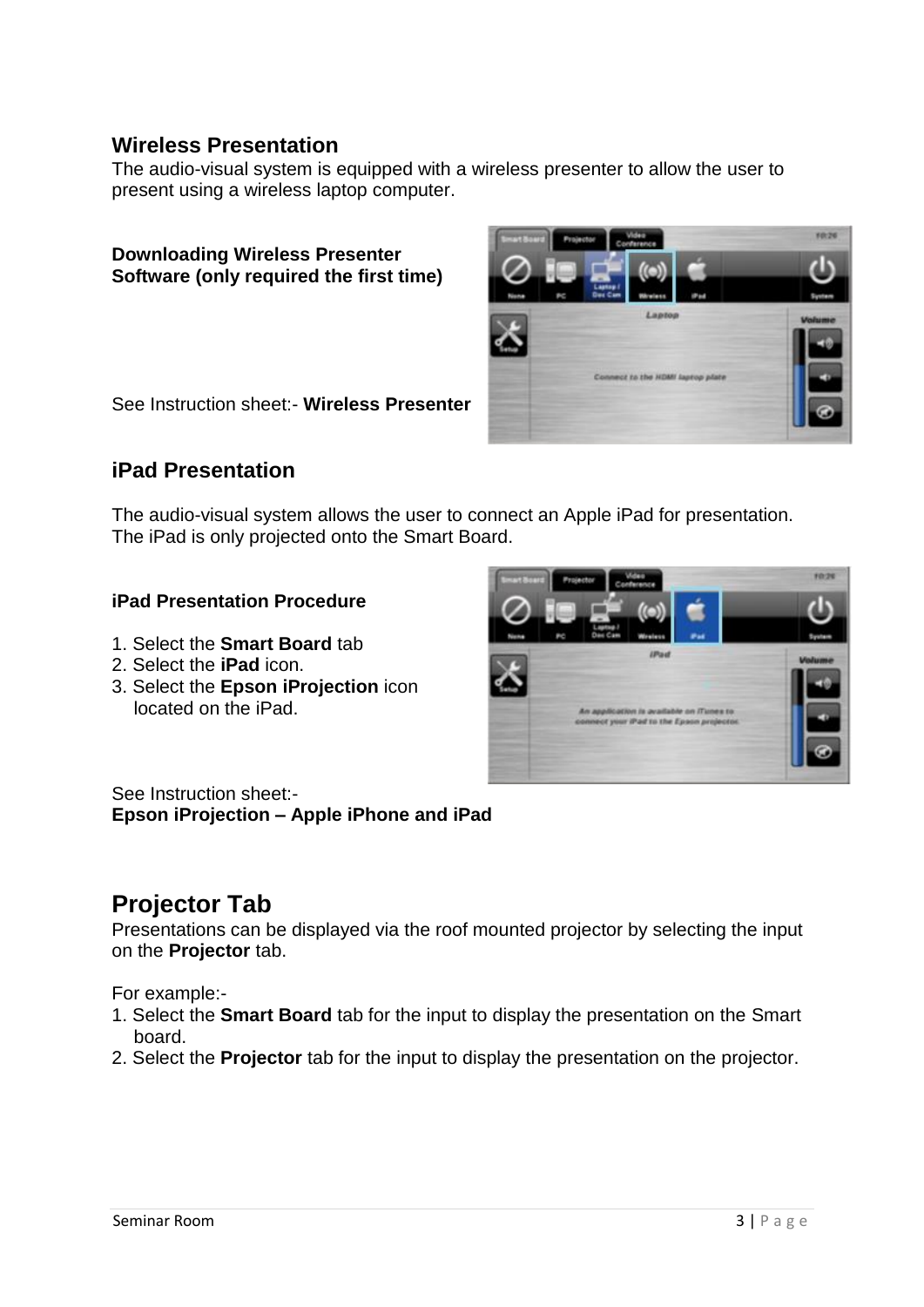## Wireless Presentation

The audio-visual system is equipped with a wireless presenter to allow the user to present using a wireless laptop computer.

**Downloading Wireless Presenter Software (only required the first time)**

See Instruction sheet:- **Wireless Presenter**

## iPad Presentation

The audio-visual system allows the user to connect an Apple iPad for presentation. The iPad is only projected onto the Smart Board.

**iPad Presentation Procedure**

1. Select the **Smart Board** tab
2. Select the **iPad** icon.
3. Select the **Epson iProjection** icon located on the iPad.

See Instruction sheet:-
**Epson iProjection – Apple iPhone and iPad**

# Projector Tab

Presentations can be displayed via the roof mounted projector by selecting the input on the **Projector** tab.

For example:-

1. Select the **Smart Board** tab for the input to display the presentation on the Smart board.
2. Select the **Projector** tab for the input to display the presentation on the projector.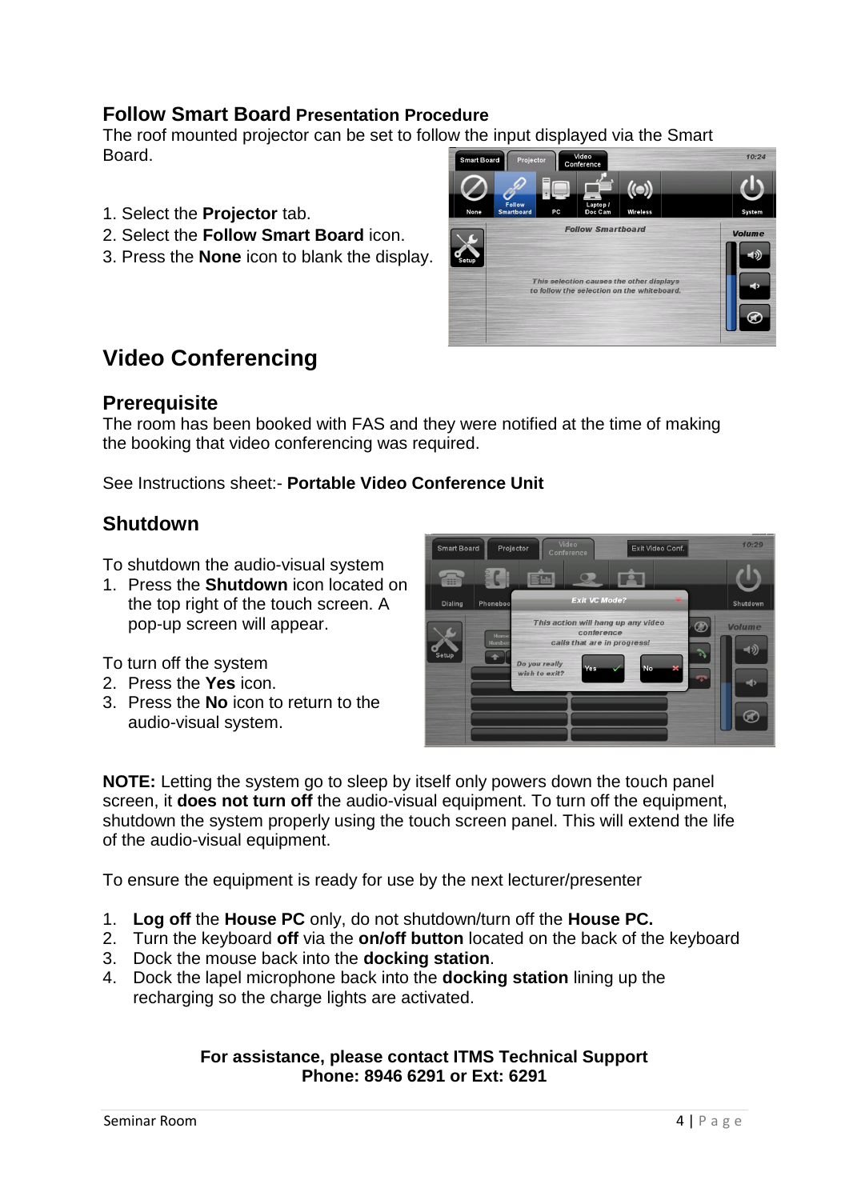## Follow Smart Board Presentation Procedure

The roof mounted projector can be set to follow the input displayed via the Smart Board.

1. Select the **Projector** tab.
2. Select the **Follow Smart Board** icon.
3. Press the **None** icon to blank the display.

# Video Conferencing

## Prerequisite

The room has been booked with FAS and they were notified at the time of making the booking that video conferencing was required.

See Instructions sheet:- **Portable Video Conference Unit**

## Shutdown

To shutdown the audio-visual system

1. Press the **Shutdown** icon located on the top right of the touch screen. A pop-up screen will appear.

To turn off the system

2. Press the **Yes** icon.
3. Press the **No** icon to return to the audio-visual system.

**NOTE:** Letting the system go to sleep by itself only powers down the touch panel screen, it **does not turn off** the audio-visual equipment. To turn off the equipment, shutdown the system properly using the touch screen panel. This will extend the life of the audio-visual equipment.

To ensure the equipment is ready for use by the next lecturer/presenter

1. **Log off** the **House PC** only, do not shutdown/turn off the **House PC.**
2. Turn the keyboard **off** via the **on/off button** located on the back of the keyboard
3. Dock the mouse back into the **docking station**.
4. Dock the lapel microphone back into the **docking station** lining up the recharging so the charge lights are activated.

**For assistance, please contact ITMS Technical Support**
**Phone: 8946 6291 or Ext: 6291**